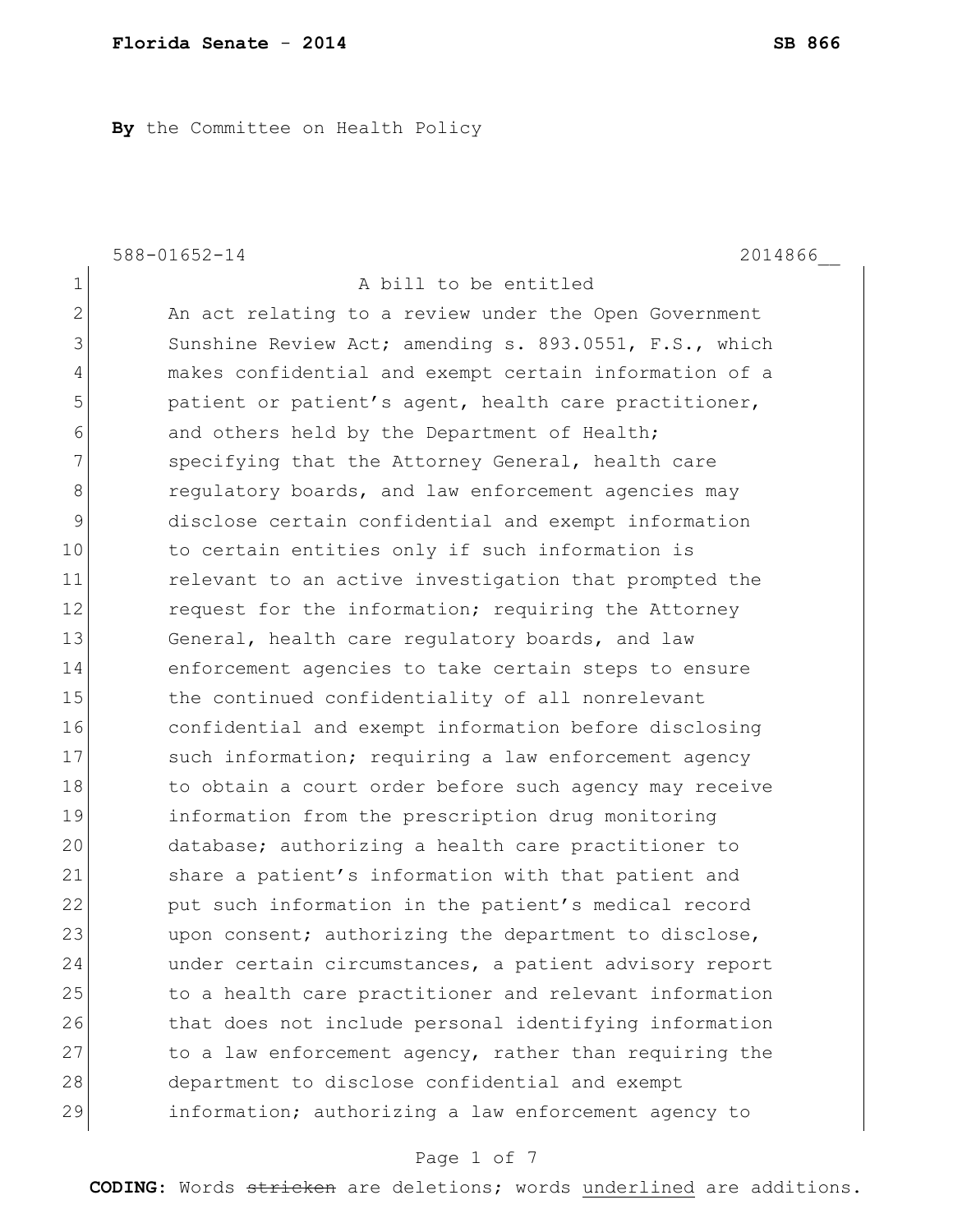**By** the Committee on Health Policy

588-01652-14 2014866__

1 A bill to be entitled

2 An act relating to a review under the Open Government
3 Sunshine Review Act; amending s. 893.0551, F.S., which
4 makes confidential and exempt certain information of a
5 patient or patient's agent, health care practitioner,
6 and others held by the Department of Health;
7 specifying that the Attorney General, health care
8 regulatory boards, and law enforcement agencies may
9 disclose certain confidential and exempt information
10 to certain entities only if such information is
11 relevant to an active investigation that prompted the
12 request for the information; requiring the Attorney
13 General, health care regulatory boards, and law
14 enforcement agencies to take certain steps to ensure
15 the continued confidentiality of all nonrelevant
16 confidential and exempt information before disclosing
17 such information; requiring a law enforcement agency
18 to obtain a court order before such agency may receive
19 information from the prescription drug monitoring
20 database; authorizing a health care practitioner to
21 share a patient's information with that patient and
22 put such information in the patient's medical record
23 upon consent; authorizing the department to disclose,
24 under certain circumstances, a patient advisory report
25 to a health care practitioner and relevant information
26 that does not include personal identifying information
27 to a law enforcement agency, rather than requiring the
28 department to disclose confidential and exempt
29 information; authorizing a law enforcement agency to

**CODING:** Words ~~stricken~~ are deletions; words underlined are additions.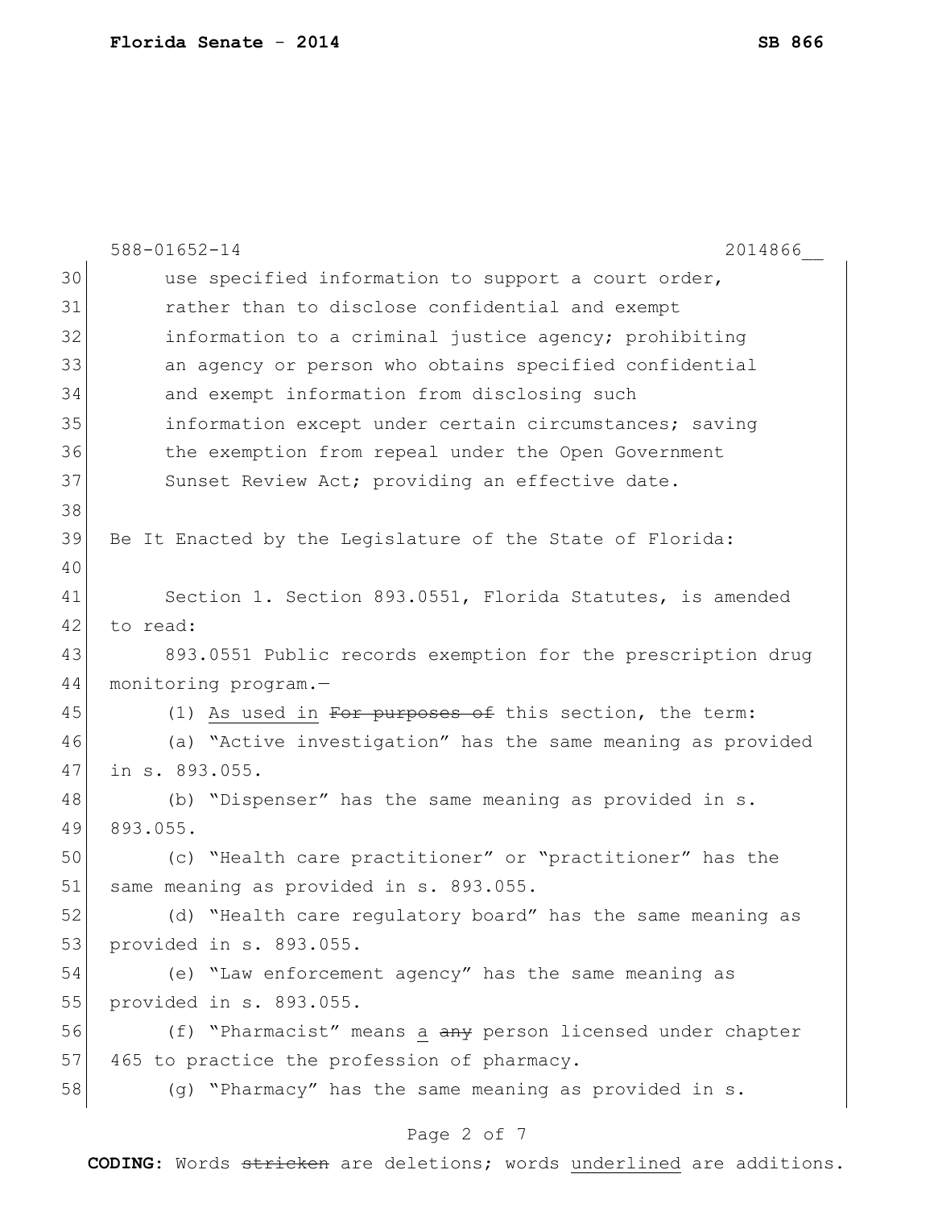use specified information to support a court order, rather than to disclose confidential and exempt information to a criminal justice agency; prohibiting an agency or person who obtains specified confidential and exempt information from disclosing such information except under certain circumstances; saving the exemption from repeal under the Open Government Sunset Review Act; providing an effective date.

Be It Enacted by the Legislature of the State of Florida:

Section 1. Section 893.0551, Florida Statutes, is amended to read:

893.0551 Public records exemption for the prescription drug monitoring program.—

(1) <u>As used in</u> ~~For purposes of~~ this section, the term:

(a) "Active investigation" has the same meaning as provided in s. 893.055.

(b) "Dispenser" has the same meaning as provided in s. 893.055.

(c) "Health care practitioner" or "practitioner" has the same meaning as provided in s. 893.055.

(d) "Health care regulatory board" has the same meaning as provided in s. 893.055.

(e) "Law enforcement agency" has the same meaning as provided in s. 893.055.

(f) "Pharmacist" means <u>a</u> ~~any~~ person licensed under chapter 465 to practice the profession of pharmacy.

(g) "Pharmacy" has the same meaning as provided in s.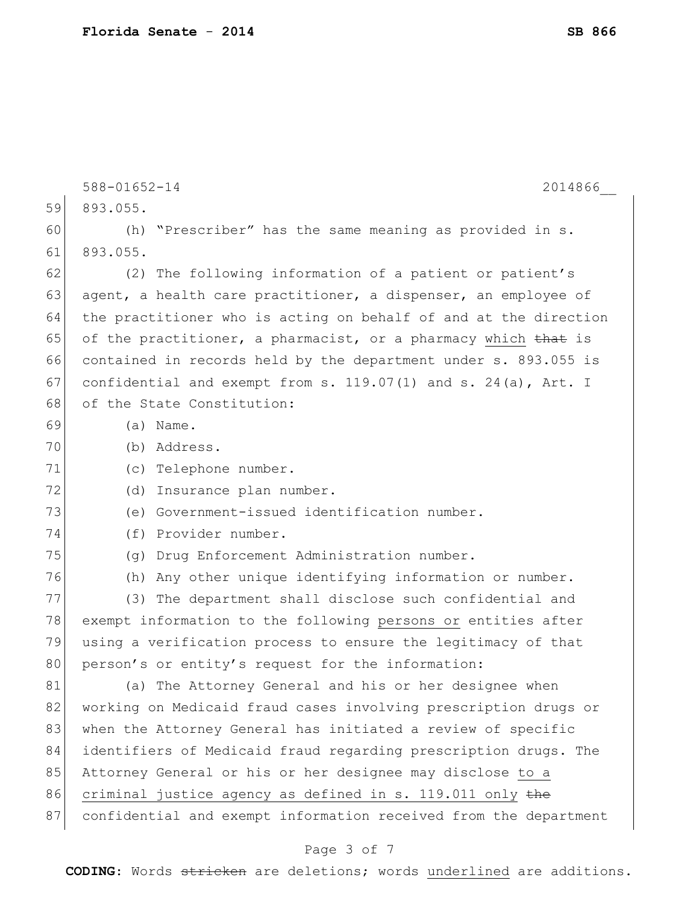588-01652-14 2014866__

893.055.

(h) "Prescriber" has the same meaning as provided in s. 893.055.

(2) The following information of a patient or patient's agent, a health care practitioner, a dispenser, an employee of the practitioner who is acting on behalf of and at the direction of the practitioner, a pharmacist, or a pharmacy <u>which</u> ~~that~~ is contained in records held by the department under s. 893.055 is confidential and exempt from s. 119.07(1) and s. 24(a), Art. I of the State Constitution:

(a) Name.

(b) Address.

(c) Telephone number.

(d) Insurance plan number.

(e) Government-issued identification number.

(f) Provider number.

(g) Drug Enforcement Administration number.

(h) Any other unique identifying information or number.

(3) The department shall disclose such confidential and exempt information to the following <u>persons or</u> entities after using a verification process to ensure the legitimacy of that person's or entity's request for the information:

(a) The Attorney General and his or her designee when working on Medicaid fraud cases involving prescription drugs or when the Attorney General has initiated a review of specific identifiers of Medicaid fraud regarding prescription drugs. The Attorney General or his or her designee may disclose <u>to a criminal justice agency as defined in s. 119.011 only</u> ~~the~~ confidential and exempt information received from the department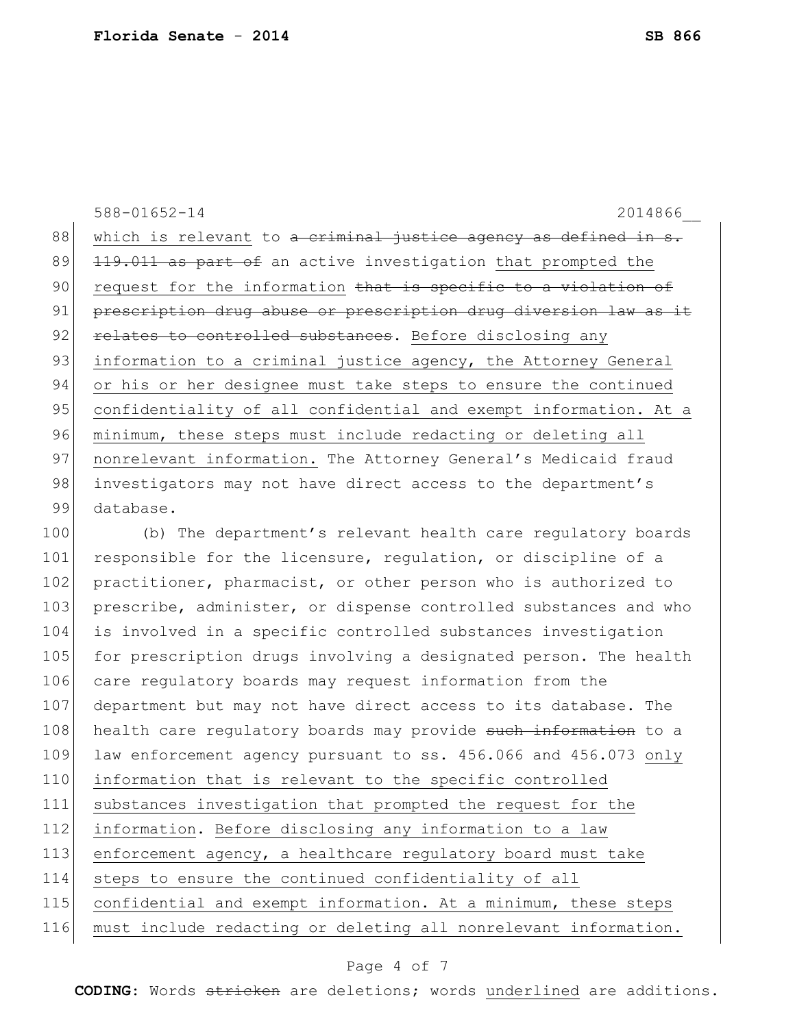which is relevant to ~~a criminal justice agency as defined in s. 119.011 as part of~~ an active investigation <u>that prompted the request for the information</u> ~~that is specific to a violation of prescription drug abuse or prescription drug diversion law as it relates to controlled substances~~. <u>Before disclosing any information to a criminal justice agency, the Attorney General or his or her designee must take steps to ensure the continued confidentiality of all confidential and exempt information. At a minimum, these steps must include redacting or deleting all nonrelevant information.</u> The Attorney General's Medicaid fraud investigators may not have direct access to the department's database.

(b) The department's relevant health care regulatory boards responsible for the licensure, regulation, or discipline of a practitioner, pharmacist, or other person who is authorized to prescribe, administer, or dispense controlled substances and who is involved in a specific controlled substances investigation for prescription drugs involving a designated person. The health care regulatory boards may request information from the department but may not have direct access to its database. The health care regulatory boards may provide ~~such information~~ to a law enforcement agency pursuant to ss. 456.066 and 456.073 <u>only information that is relevant to the specific controlled substances investigation that prompted the request for the information</u>. <u>Before disclosing any information to a law enforcement agency, a healthcare regulatory board must take steps to ensure the continued confidentiality of all confidential and exempt information. At a minimum, these steps must include redacting or deleting all nonrelevant information.</u>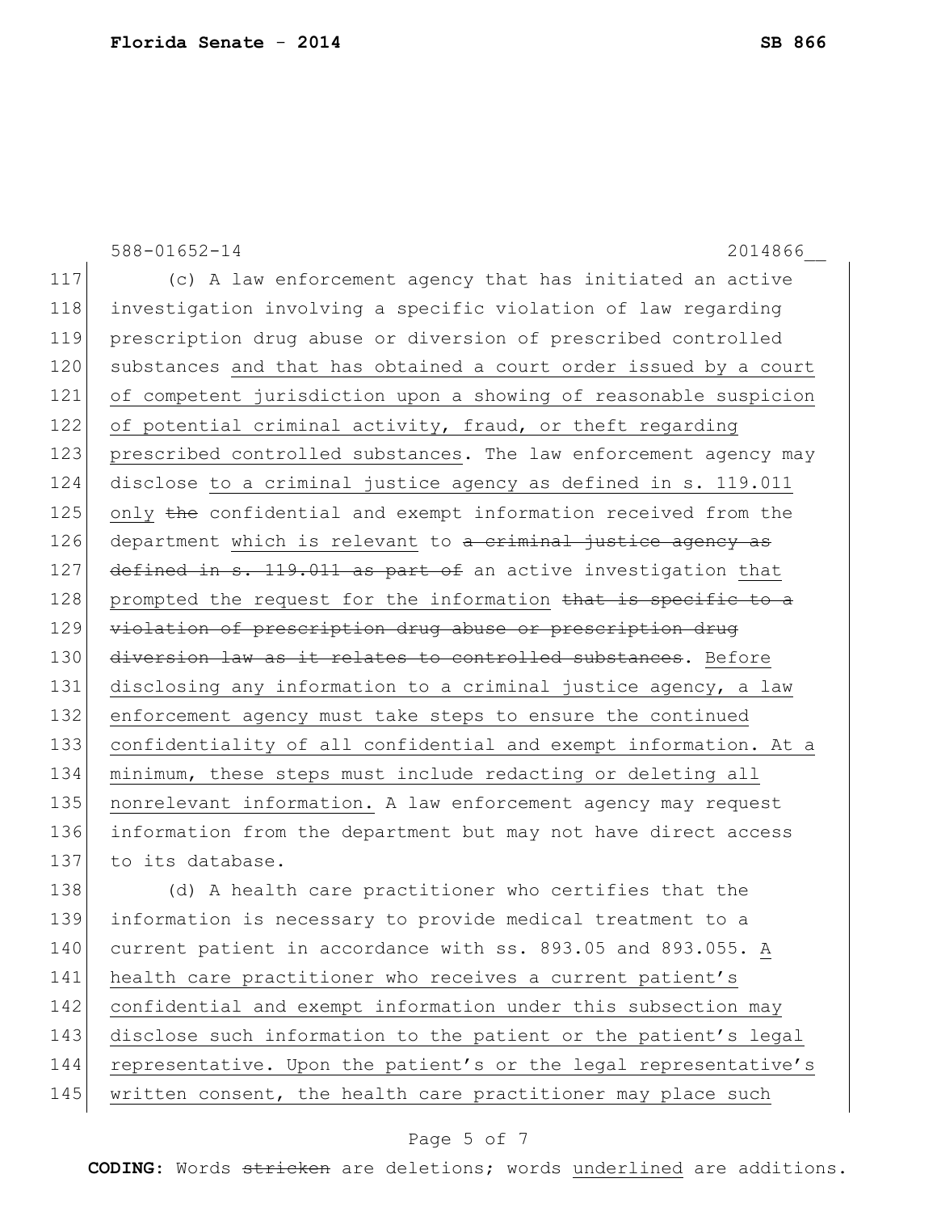(c) A law enforcement agency that has initiated an active investigation involving a specific violation of law regarding prescription drug abuse or diversion of prescribed controlled substances <u>and that has obtained a court order issued by a court of competent jurisdiction upon a showing of reasonable suspicion of potential criminal activity, fraud, or theft regarding prescribed controlled substances</u>. The law enforcement agency may disclose <u>to a criminal justice agency as defined in s. 119.011 only</u> ~~the~~ confidential and exempt information received from the department <u>which is relevant</u> to ~~a criminal justice agency as defined in s. 119.011 as part of~~ an active investigation <u>that prompted the request for the information</u> ~~that is specific to a violation of prescription drug abuse or prescription drug diversion law as it relates to controlled substances~~. <u>Before disclosing any information to a criminal justice agency, a law enforcement agency must take steps to ensure the continued confidentiality of all confidential and exempt information. At a minimum, these steps must include redacting or deleting all nonrelevant information.</u> A law enforcement agency may request information from the department but may not have direct access to its database.

(d) A health care practitioner who certifies that the information is necessary to provide medical treatment to a current patient in accordance with ss. 893.05 and 893.055. <u>A health care practitioner who receives a current patient's confidential and exempt information under this subsection may disclose such information to the patient or the patient's legal representative. Upon the patient's or the legal representative's written consent, the health care practitioner may place such</u>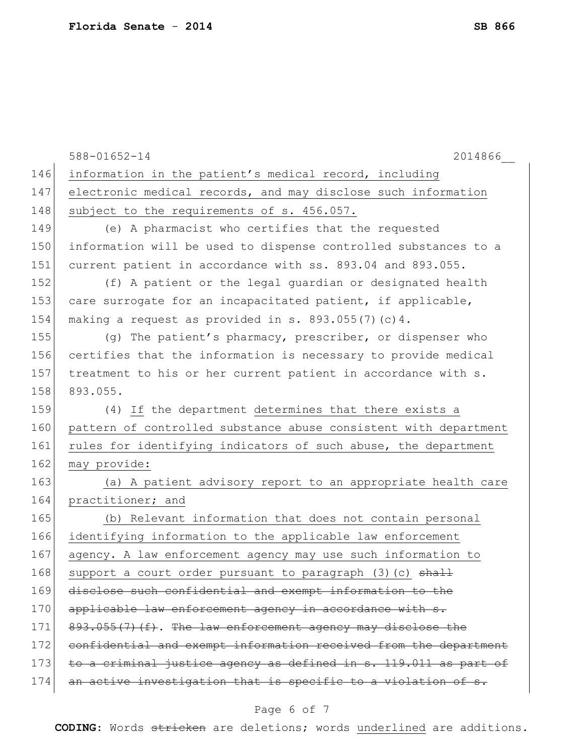information in the patient's medical record, including electronic medical records, and may disclose such information subject to the requirements of s. 456.057.

(e) A pharmacist who certifies that the requested information will be used to dispense controlled substances to a current patient in accordance with ss. 893.04 and 893.055.

(f) A patient or the legal guardian or designated health care surrogate for an incapacitated patient, if applicable, making a request as provided in s. 893.055(7)(c)4.

(g) The patient's pharmacy, prescriber, or dispenser who certifies that the information is necessary to provide medical treatment to his or her current patient in accordance with s. 893.055.

(4) If the department determines that there exists a pattern of controlled substance abuse consistent with department rules for identifying indicators of such abuse, the department may provide:

(a) A patient advisory report to an appropriate health care practitioner; and

(b) Relevant information that does not contain personal identifying information to the applicable law enforcement agency. A law enforcement agency may use such information to support a court order pursuant to paragraph (3)(c) ~~shall disclose such confidential and exempt information to the applicable law enforcement agency in accordance with s. 893.055(7)(f)~~. ~~The law enforcement agency may disclose the confidential and exempt information received from the department to a criminal justice agency as defined in s. 119.011 as part of an active investigation that is specific to a violation of s.~~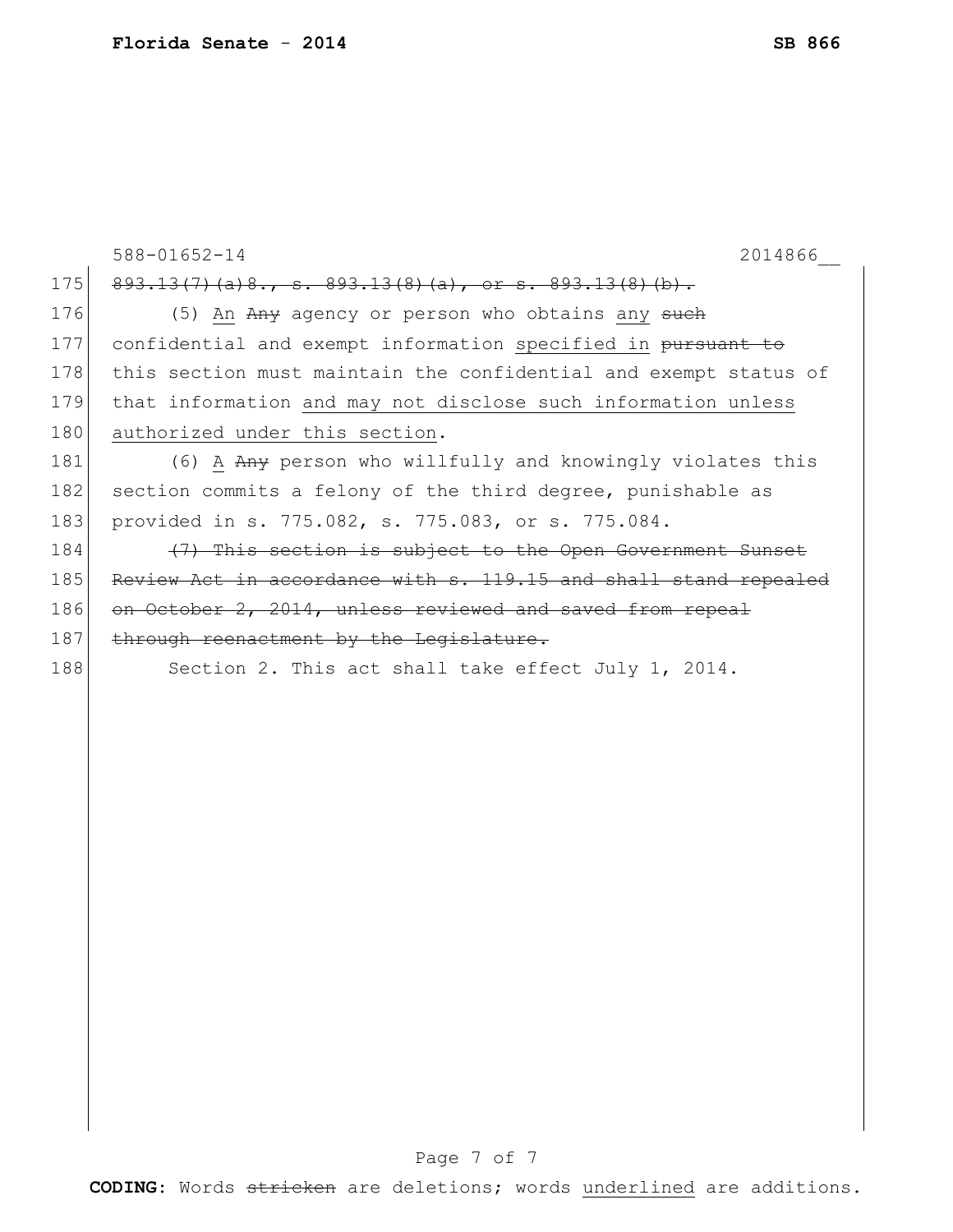588-01652-14 2014866__

175 ~~893.13(7)(a)8., s. 893.13(8)(a), or s. 893.13(8)(b).~~

176 (5) <u>An</u> ~~Any~~ agency or person who obtains <u>any</u> ~~such~~

177 confidential and exempt information <u>specified in</u> ~~pursuant to~~

178 this section must maintain the confidential and exempt status of

179 that information <u>and may not disclose such information unless</u>

180 <u>authorized under this section</u>.

181 (6) <u>A</u> ~~Any~~ person who willfully and knowingly violates this

182 section commits a felony of the third degree, punishable as

183 provided in s. 775.082, s. 775.083, or s. 775.084.

184 ~~(7) This section is subject to the Open Government Sunset~~

185 ~~Review Act in accordance with s. 119.15 and shall stand repealed~~

186 ~~on October 2, 2014, unless reviewed and saved from repeal~~

187 ~~through reenactment by the Legislature.~~

188 Section 2. This act shall take effect July 1, 2014.

**CODING:** Words ~~stricken~~ are deletions; words <u>underlined</u> are additions.